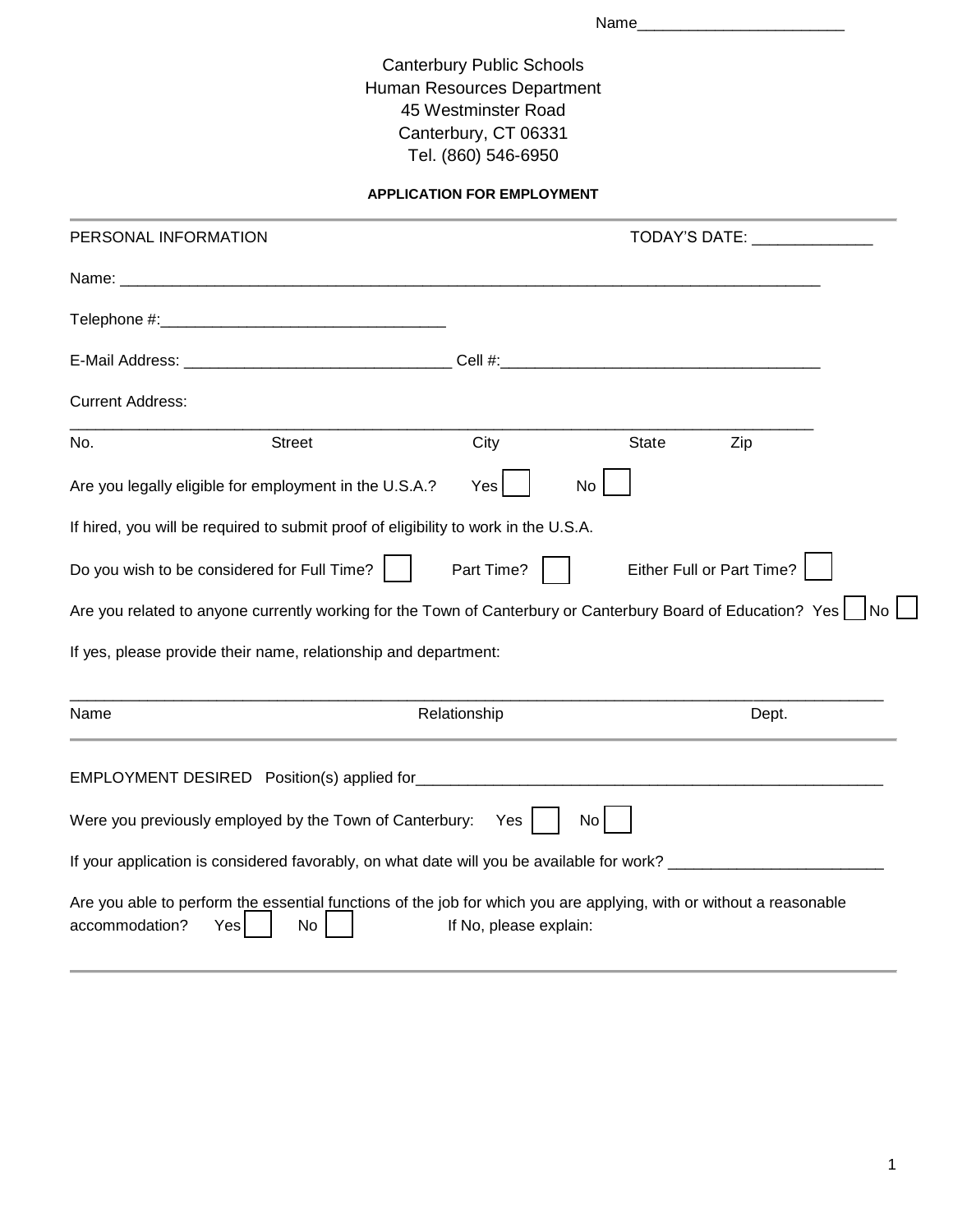Name________________________

Canterbury Public Schools
Human Resources Department
45 Westminster Road
Canterbury, CT 06331
Tel. (860) 546-6950

**APPLICATION FOR EMPLOYMENT**

---

PERSONAL INFORMATION TODAY'S DATE: ______________

Name: ____________________________________________________________________________________

Telephone #:_________________________________

E-Mail Address: _______________________________ Cell #:_____________________________________

Current Address:

_____________________________________________________________________________________________

No. Street City State Zip

Are you legally eligible for employment in the U.S.A.? Yes ☐ No ☐

If hired, you will be required to submit proof of eligibility to work in the U.S.A.

Do you wish to be considered for Full Time? ☐ Part Time? ☐ Either Full or Part Time? ☐

Are you related to anyone currently working for the Town of Canterbury or Canterbury Board of Education? Yes ☐ No ☐

If yes, please provide their name, relationship and department:

_____________________________________________________________________________________________

Name Relationship Dept.

---

EMPLOYMENT DESIRED Position(s) applied for________________________________________________________

Were you previously employed by the Town of Canterbury: Yes ☐ No ☐

If your application is considered favorably, on what date will you be available for work? _________________________

Are you able to perform the essential functions of the job for which you are applying, with or without a reasonable accommodation? Yes ☐ No ☐ If No, please explain:

---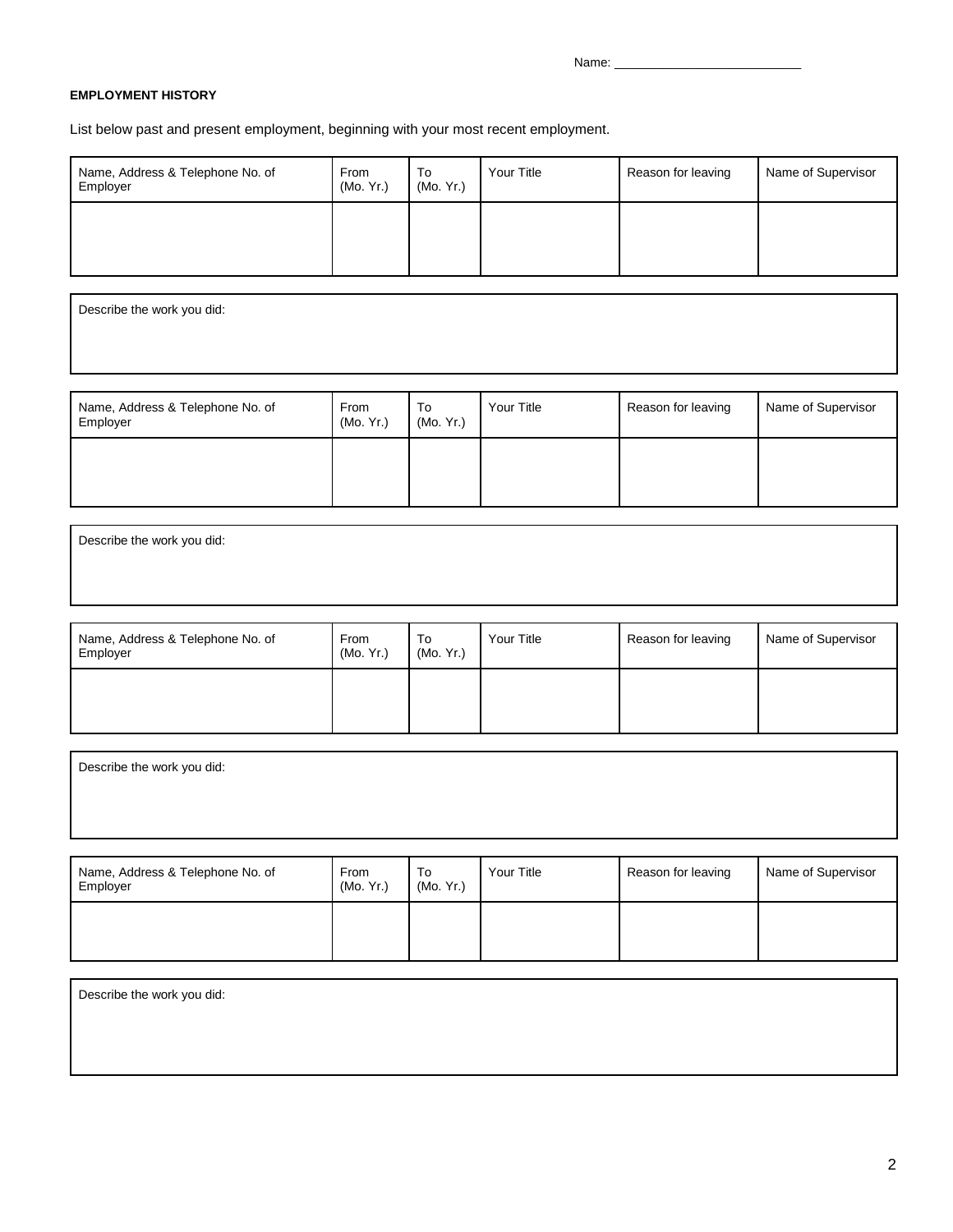Name: ___________________________

**EMPLOYMENT HISTORY**

List below past and present employment, beginning with your most recent employment.

| Name, Address & Telephone No. of Employer | From (Mo. Yr.) | To (Mo. Yr.) | Your Title | Reason for leaving | Name of Supervisor |
|---|---|---|---|---|---|
| | | | | | |

| Describe the work you did: |
|---|
| |

| Name, Address & Telephone No. of Employer | From (Mo. Yr.) | To (Mo. Yr.) | Your Title | Reason for leaving | Name of Supervisor |
|---|---|---|---|---|---|
| | | | | | |

| Describe the work you did: |
|---|
| |

| Name, Address & Telephone No. of Employer | From (Mo. Yr.) | To (Mo. Yr.) | Your Title | Reason for leaving | Name of Supervisor |
|---|---|---|---|---|---|
| | | | | | |

| Describe the work you did: |
|---|
| |

| Name, Address & Telephone No. of Employer | From (Mo. Yr.) | To (Mo. Yr.) | Your Title | Reason for leaving | Name of Supervisor |
|---|---|---|---|---|---|
| | | | | | |

| Describe the work you did: |
|---|
| |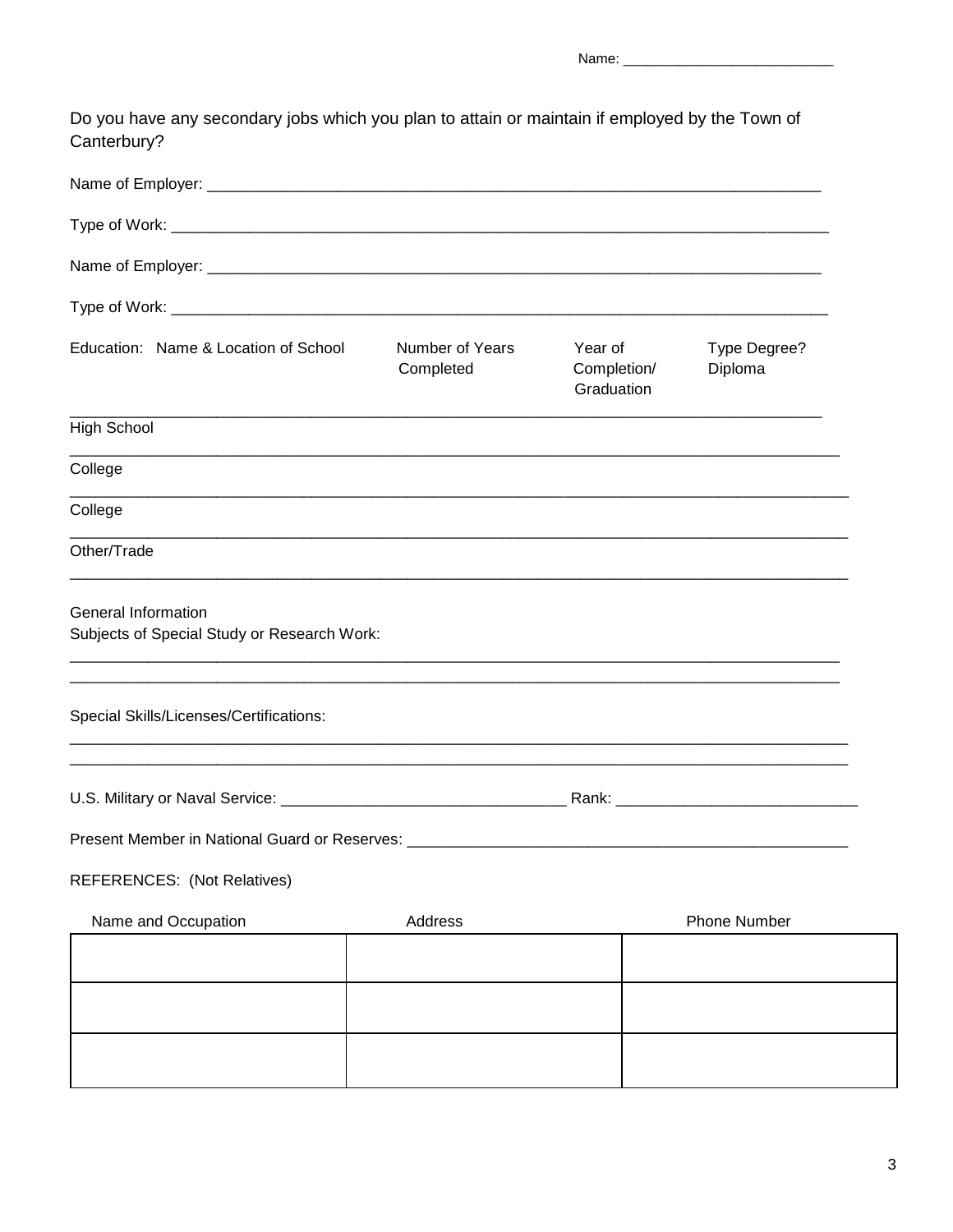Name: ___________________________

Do you have any secondary jobs which you plan to attain or maintain if employed by the Town of Canterbury?

Name of Employer: ___________________________________________________________________________

Type of Work: ________________________________________________________________________________

Name of Employer: ___________________________________________________________________________

Type of Work: ________________________________________________________________________________

| Education: Name & Location of School | Number of Years Completed | Year of Completion/ Graduation | Type Degree? Diploma |
|---|---|---|---|
| High School | | | |
| College | | | |
| College | | | |
| Other/Trade | | | |

General Information

Subjects of Special Study or Research Work:

_____________________________________________________________________________________________

_____________________________________________________________________________________________

Special Skills/Licenses/Certifications:

_____________________________________________________________________________________________

_____________________________________________________________________________________________

U.S. Military or Naval Service: __________________________________ Rank: ____________________________

Present Member in National Guard or Reserves: _____________________________________________________

REFERENCES: (Not Relatives)

| Name and Occupation | Address | Phone Number |
|---|---|---|
| | | |
| | | |
| | | |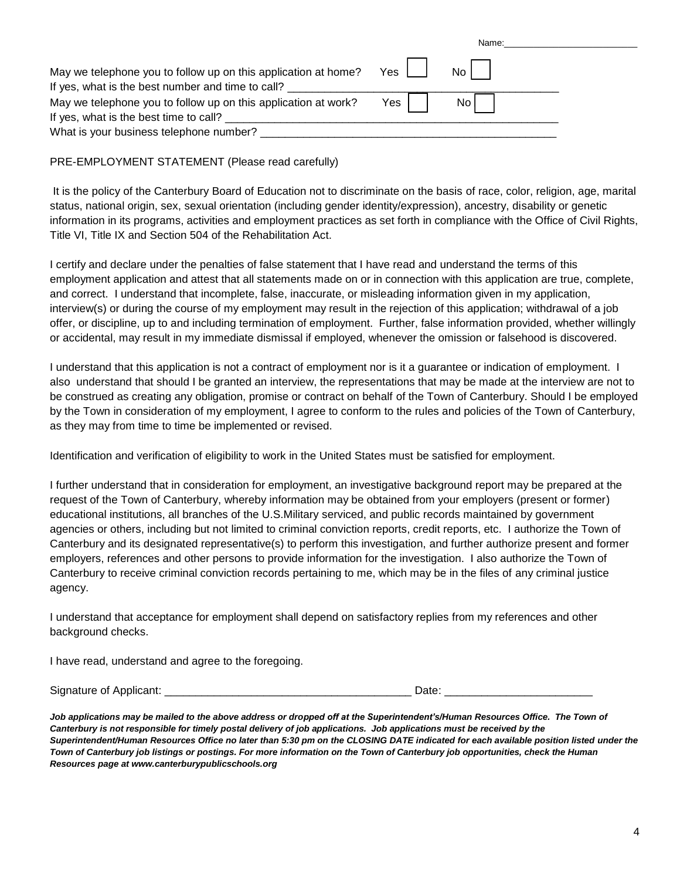Name:___________________________

May we telephone you to follow up on this application at home? Yes ☐ No ☐

If yes, what is the best number and time to call? ___________________________________________

May we telephone you to follow up on this application at work? Yes ☐ No ☐

If yes, what is the best time to call? ___________________________________________________

What is your business telephone number? ________________________________________________

PRE-EMPLOYMENT STATEMENT (Please read carefully)

It is the policy of the Canterbury Board of Education not to discriminate on the basis of race, color, religion, age, marital status, national origin, sex, sexual orientation (including gender identity/expression), ancestry, disability or genetic information in its programs, activities and employment practices as set forth in compliance with the Office of Civil Rights, Title VI, Title IX and Section 504 of the Rehabilitation Act.

I certify and declare under the penalties of false statement that I have read and understand the terms of this employment application and attest that all statements made on or in connection with this application are true, complete, and correct. I understand that incomplete, false, inaccurate, or misleading information given in my application, interview(s) or during the course of my employment may result in the rejection of this application; withdrawal of a job offer, or discipline, up to and including termination of employment. Further, false information provided, whether willingly or accidental, may result in my immediate dismissal if employed, whenever the omission or falsehood is discovered.

I understand that this application is not a contract of employment nor is it a guarantee or indication of employment. I also understand that should I be granted an interview, the representations that may be made at the interview are not to be construed as creating any obligation, promise or contract on behalf of the Town of Canterbury. Should I be employed by the Town in consideration of my employment, I agree to conform to the rules and policies of the Town of Canterbury, as they may from time to time be implemented or revised.

Identification and verification of eligibility to work in the United States must be satisfied for employment.

I further understand that in consideration for employment, an investigative background report may be prepared at the request of the Town of Canterbury, whereby information may be obtained from your employers (present or former) educational institutions, all branches of the U.S.Military serviced, and public records maintained by government agencies or others, including but not limited to criminal conviction reports, credit reports, etc. I authorize the Town of Canterbury and its designated representative(s) to perform this investigation, and further authorize present and former employers, references and other persons to provide information for the investigation. I also authorize the Town of Canterbury to receive criminal conviction records pertaining to me, which may be in the files of any criminal justice agency.

I understand that acceptance for employment shall depend on satisfactory replies from my references and other background checks.

I have read, understand and agree to the foregoing.

Signature of Applicant: ________________________________________ Date: ________________________

***Job applications may be mailed to the above address or dropped off at the Superintendent's/Human Resources Office. The Town of Canterbury is not responsible for timely postal delivery of job applications. Job applications must be received by the Superintendent/Human Resources Office no later than 5:30 pm on the CLOSING DATE indicated for each available position listed under the Town of Canterbury job listings or postings. For more information on the Town of Canterbury job opportunities, check the Human Resources page at www.canterburypublicschools.org***